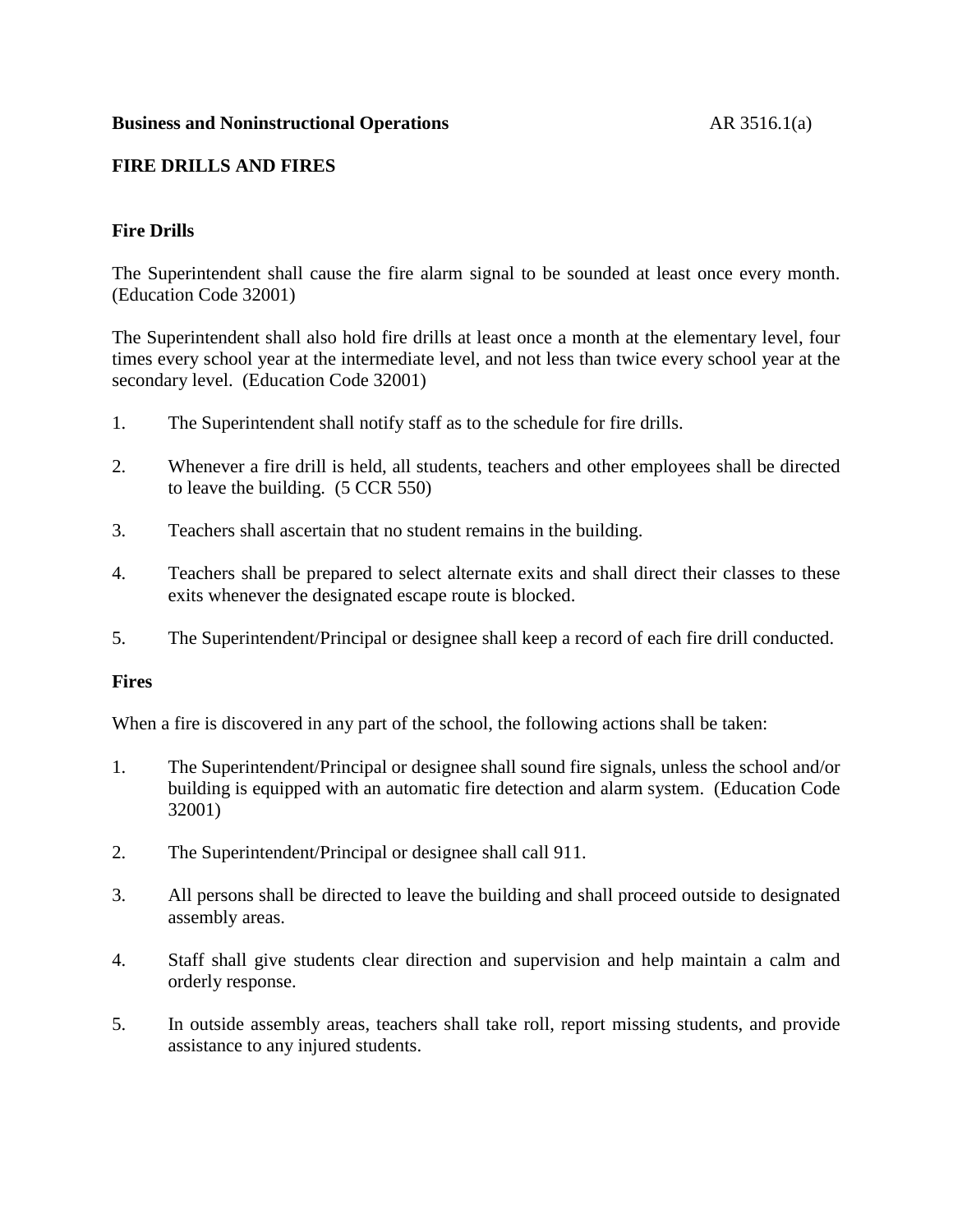**Business and Noninstructional Operations** AR 3516.1(a)

# FIRE DRILLS AND FIRES

## Fire Drills

The Superintendent shall cause the fire alarm signal to be sounded at least once every month. (Education Code 32001)

The Superintendent shall also hold fire drills at least once a month at the elementary level, four times every school year at the intermediate level, and not less than twice every school year at the secondary level. (Education Code 32001)

1. The Superintendent shall notify staff as to the schedule for fire drills.

2. Whenever a fire drill is held, all students, teachers and other employees shall be directed to leave the building. (5 CCR 550)

3. Teachers shall ascertain that no student remains in the building.

4. Teachers shall be prepared to select alternate exits and shall direct their classes to these exits whenever the designated escape route is blocked.

5. The Superintendent/Principal or designee shall keep a record of each fire drill conducted.

## Fires

When a fire is discovered in any part of the school, the following actions shall be taken:

1. The Superintendent/Principal or designee shall sound fire signals, unless the school and/or building is equipped with an automatic fire detection and alarm system. (Education Code 32001)

2. The Superintendent/Principal or designee shall call 911.

3. All persons shall be directed to leave the building and shall proceed outside to designated assembly areas.

4. Staff shall give students clear direction and supervision and help maintain a calm and orderly response.

5. In outside assembly areas, teachers shall take roll, report missing students, and provide assistance to any injured students.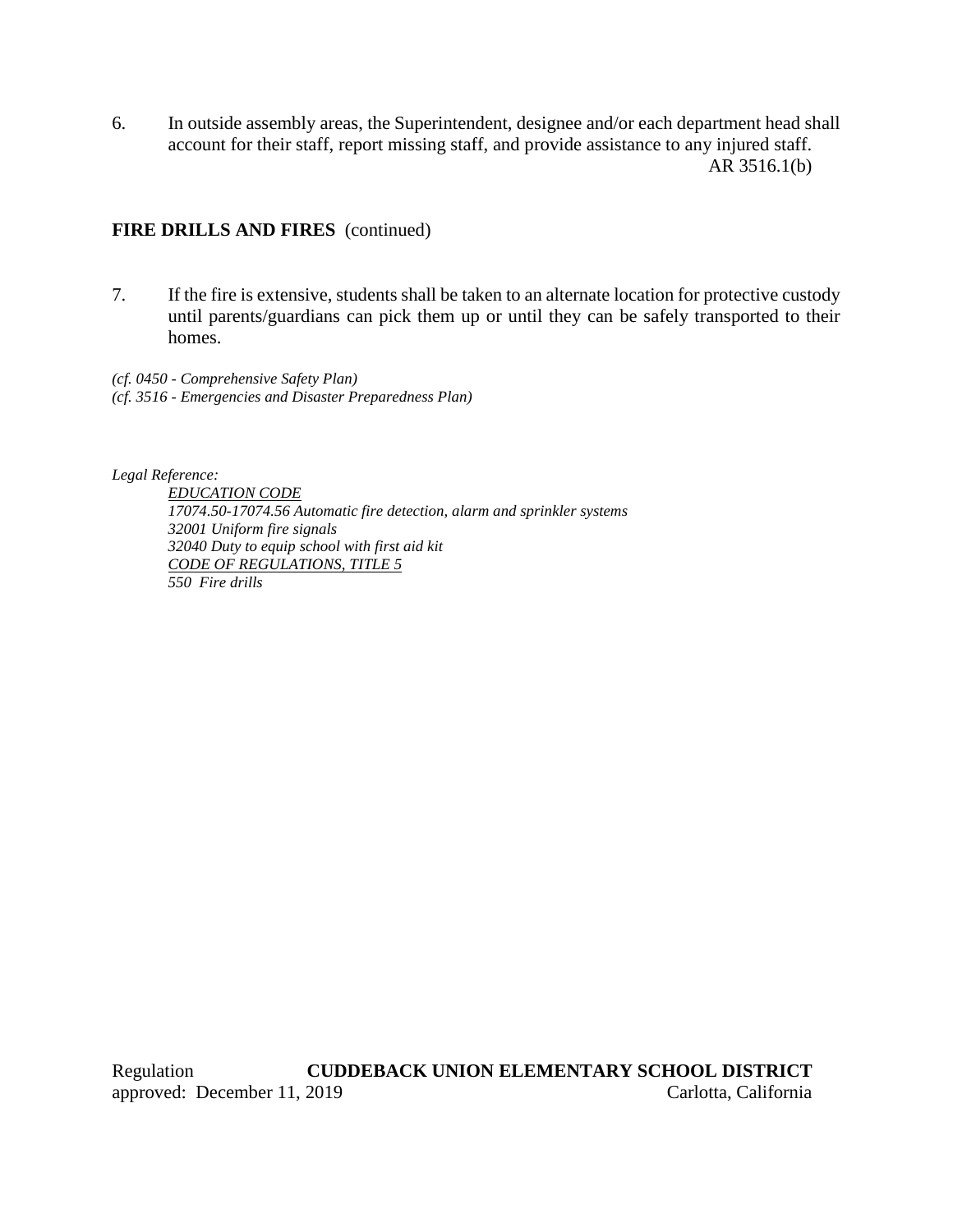6. In outside assembly areas, the Superintendent, designee and/or each department head shall account for their staff, report missing staff, and provide assistance to any injured staff.

AR 3516.1(b)

**FIRE DRILLS AND FIRES** (continued)

7. If the fire is extensive, students shall be taken to an alternate location for protective custody until parents/guardians can pick them up or until they can be safely transported to their homes.

*(cf. 0450 - Comprehensive Safety Plan)*
*(cf. 3516 - Emergencies and Disaster Preparedness Plan)*

*Legal Reference:*

*EDUCATION CODE*
*17074.50-17074.56 Automatic fire detection, alarm and sprinkler systems*
*32001 Uniform fire signals*
*32040 Duty to equip school with first aid kit*
*CODE OF REGULATIONS, TITLE 5*
*550 Fire drills*

Regulation **CUDDEBACK UNION ELEMENTARY SCHOOL DISTRICT**
approved: December 11, 2019 Carlotta, California